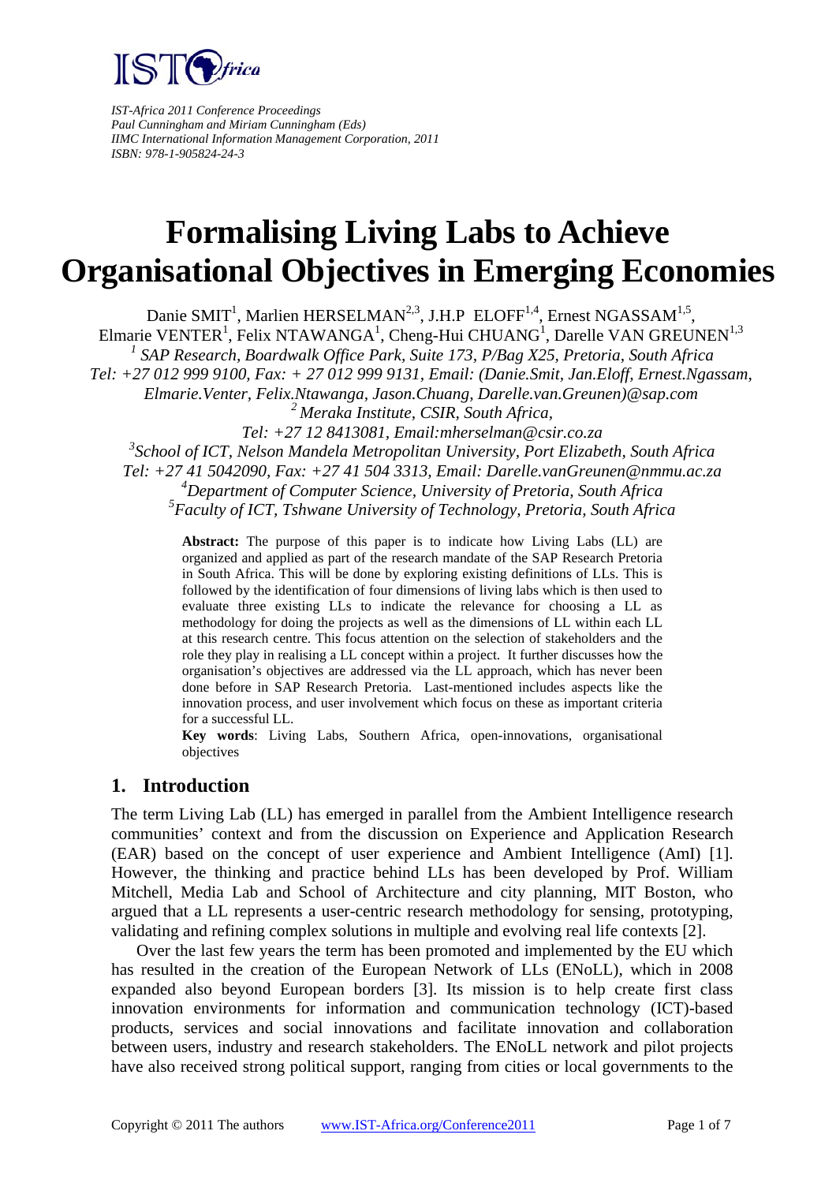*IST-Africa 2011 Conference Proceedings*
*Paul Cunningham and Miriam Cunningham (Eds)*
*IIMC International Information Management Corporation, 2011*
*ISBN: 978-1-905824-24-3*

# Formalising Living Labs to Achieve Organisational Objectives in Emerging Economies

Danie SMIT[1], Marlien HERSELMAN[2,3], J.H.P ELOFF[1,4], Ernest NGASSAM[1,5], Elmarie VENTER[1], Felix NTAWANGA[1], Cheng-Hui CHUANG[1], Darelle VAN GREUNEN[1,3]

*[1] SAP Research, Boardwalk Office Park, Suite 173, P/Bag X25, Pretoria, South Africa*
*Tel: +27 012 999 9100, Fax: + 27 012 999 9131, Email: (Danie.Smit, Jan.Eloff, Ernest.Ngassam, Elmarie.Venter, Felix.Ntawanga, Jason.Chuang, Darelle.van.Greunen)@sap.com*
*[2] Meraka Institute, CSIR, South Africa,*
*Tel: +27 12 8413081, Email:mherselman@csir.co.za*
*[3] School of ICT, Nelson Mandela Metropolitan University, Port Elizabeth, South Africa*
*Tel: +27 41 5042090, Fax: +27 41 504 3313, Email: Darelle.vanGreunen@nmmu.ac.za*
*[4] Department of Computer Science, University of Pretoria, South Africa*
*[5] Faculty of ICT, Tshwane University of Technology, Pretoria, South Africa*

**Abstract:** The purpose of this paper is to indicate how Living Labs (LL) are organized and applied as part of the research mandate of the SAP Research Pretoria in South Africa. This will be done by exploring existing definitions of LLs. This is followed by the identification of four dimensions of living labs which is then used to evaluate three existing LLs to indicate the relevance for choosing a LL as methodology for doing the projects as well as the dimensions of LL within each LL at this research centre. This focus attention on the selection of stakeholders and the role they play in realising a LL concept within a project. It further discusses how the organisation's objectives are addressed via the LL approach, which has never been done before in SAP Research Pretoria. Last-mentioned includes aspects like the innovation process, and user involvement which focus on these as important criteria for a successful LL.

**Key words**: Living Labs, Southern Africa, open-innovations, organisational objectives

## 1. Introduction

The term Living Lab (LL) has emerged in parallel from the Ambient Intelligence research communities' context and from the discussion on Experience and Application Research (EAR) based on the concept of user experience and Ambient Intelligence (AmI) [1]. However, the thinking and practice behind LLs has been developed by Prof. William Mitchell, Media Lab and School of Architecture and city planning, MIT Boston, who argued that a LL represents a user-centric research methodology for sensing, prototyping, validating and refining complex solutions in multiple and evolving real life contexts [2].

Over the last few years the term has been promoted and implemented by the EU which has resulted in the creation of the European Network of LLs (ENoLL), which in 2008 expanded also beyond European borders [3]. Its mission is to help create first class innovation environments for information and communication technology (ICT)-based products, services and social innovations and facilitate innovation and collaboration between users, industry and research stakeholders. The ENoLL network and pilot projects have also received strong political support, ranging from cities or local governments to the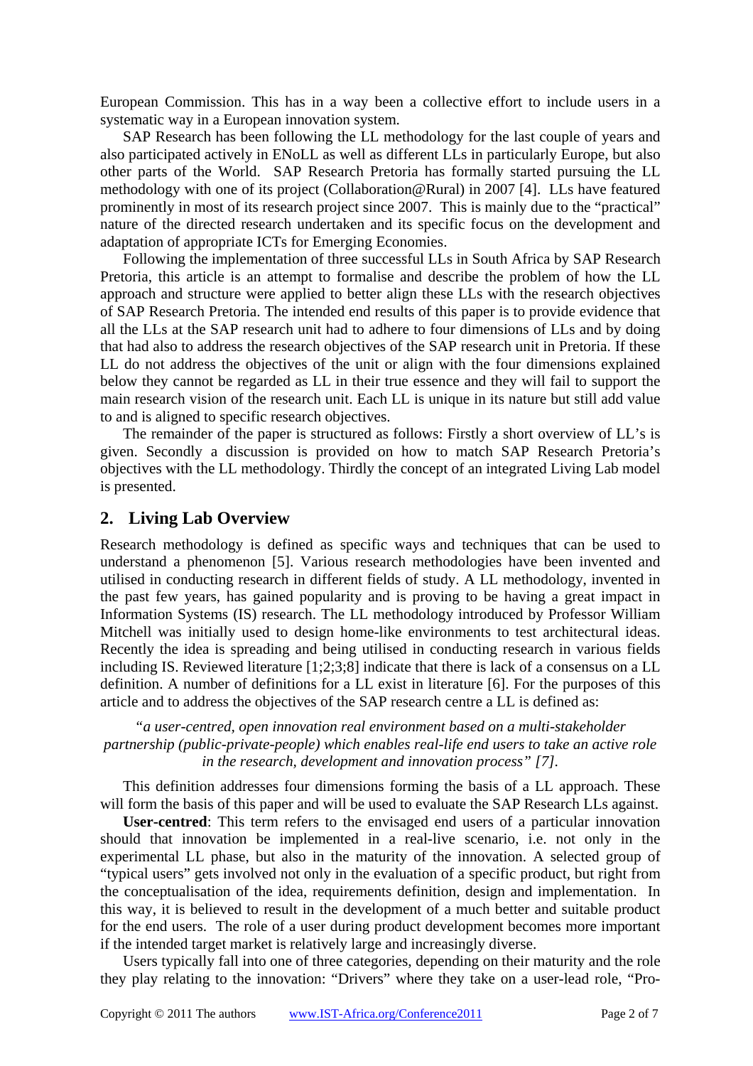European Commission. This has in a way been a collective effort to include users in a systematic way in a European innovation system.

SAP Research has been following the LL methodology for the last couple of years and also participated actively in ENoLL as well as different LLs in particularly Europe, but also other parts of the World. SAP Research Pretoria has formally started pursuing the LL methodology with one of its project (Collaboration@Rural) in 2007 [4]. LLs have featured prominently in most of its research project since 2007. This is mainly due to the "practical" nature of the directed research undertaken and its specific focus on the development and adaptation of appropriate ICTs for Emerging Economies.

Following the implementation of three successful LLs in South Africa by SAP Research Pretoria, this article is an attempt to formalise and describe the problem of how the LL approach and structure were applied to better align these LLs with the research objectives of SAP Research Pretoria. The intended end results of this paper is to provide evidence that all the LLs at the SAP research unit had to adhere to four dimensions of LLs and by doing that had also to address the research objectives of the SAP research unit in Pretoria. If these LL do not address the objectives of the unit or align with the four dimensions explained below they cannot be regarded as LL in their true essence and they will fail to support the main research vision of the research unit. Each LL is unique in its nature but still add value to and is aligned to specific research objectives.

The remainder of the paper is structured as follows: Firstly a short overview of LL's is given. Secondly a discussion is provided on how to match SAP Research Pretoria's objectives with the LL methodology. Thirdly the concept of an integrated Living Lab model is presented.

## 2. Living Lab Overview

Research methodology is defined as specific ways and techniques that can be used to understand a phenomenon [5]. Various research methodologies have been invented and utilised in conducting research in different fields of study. A LL methodology, invented in the past few years, has gained popularity and is proving to be having a great impact in Information Systems (IS) research. The LL methodology introduced by Professor William Mitchell was initially used to design home-like environments to test architectural ideas. Recently the idea is spreading and being utilised in conducting research in various fields including IS. Reviewed literature [1;2;3;8] indicate that there is lack of a consensus on a LL definition. A number of definitions for a LL exist in literature [6]. For the purposes of this article and to address the objectives of the SAP research centre a LL is defined as:

*"a user-centred, open innovation real environment based on a multi-stakeholder partnership (public-private-people) which enables real-life end users to take an active role in the research, development and innovation process" [7].*

This definition addresses four dimensions forming the basis of a LL approach. These will form the basis of this paper and will be used to evaluate the SAP Research LLs against.

**User-centred**: This term refers to the envisaged end users of a particular innovation should that innovation be implemented in a real-live scenario, i.e. not only in the experimental LL phase, but also in the maturity of the innovation. A selected group of "typical users" gets involved not only in the evaluation of a specific product, but right from the conceptualisation of the idea, requirements definition, design and implementation. In this way, it is believed to result in the development of a much better and suitable product for the end users. The role of a user during product development becomes more important if the intended target market is relatively large and increasingly diverse.

Users typically fall into one of three categories, depending on their maturity and the role they play relating to the innovation: "Drivers" where they take on a user-lead role, "Pro-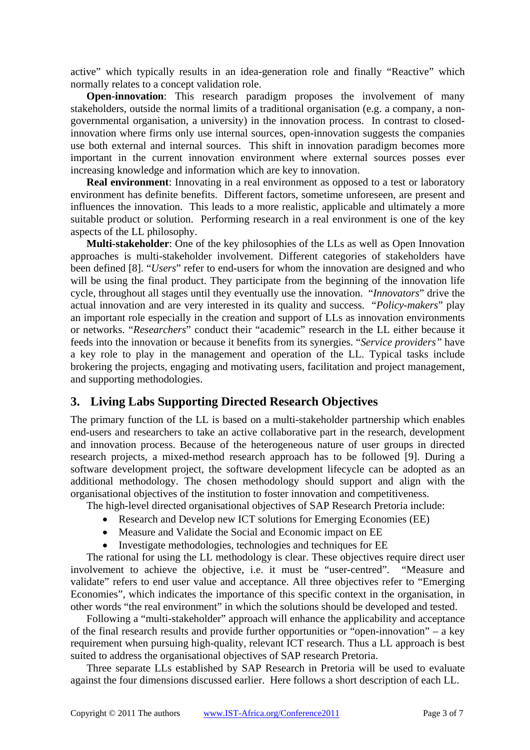active" which typically results in an idea-generation role and finally "Reactive" which normally relates to a concept validation role.

**Open-innovation**: This research paradigm proposes the involvement of many stakeholders, outside the normal limits of a traditional organisation (e.g. a company, a non-governmental organisation, a university) in the innovation process. In contrast to closed-innovation where firms only use internal sources, open-innovation suggests the companies use both external and internal sources. This shift in innovation paradigm becomes more important in the current innovation environment where external sources posses ever increasing knowledge and information which are key to innovation.

**Real environment**: Innovating in a real environment as opposed to a test or laboratory environment has definite benefits. Different factors, sometime unforeseen, are present and influences the innovation. This leads to a more realistic, applicable and ultimately a more suitable product or solution. Performing research in a real environment is one of the key aspects of the LL philosophy.

**Multi-stakeholder**: One of the key philosophies of the LLs as well as Open Innovation approaches is multi-stakeholder involvement. Different categories of stakeholders have been defined [8]. "*Users*" refer to end-users for whom the innovation are designed and who will be using the final product. They participate from the beginning of the innovation life cycle, throughout all stages until they eventually use the innovation. "*Innovators*" drive the actual innovation and are very interested in its quality and success. "*Policy-makers*" play an important role especially in the creation and support of LLs as innovation environments or networks. "*Researchers*" conduct their "academic" research in the LL either because it feeds into the innovation or because it benefits from its synergies. "*Service providers"* have a key role to play in the management and operation of the LL. Typical tasks include brokering the projects, engaging and motivating users, facilitation and project management, and supporting methodologies.

## 3. Living Labs Supporting Directed Research Objectives

The primary function of the LL is based on a multi-stakeholder partnership which enables end-users and researchers to take an active collaborative part in the research, development and innovation process. Because of the heterogeneous nature of user groups in directed research projects, a mixed-method research approach has to be followed [9]. During a software development project, the software development lifecycle can be adopted as an additional methodology. The chosen methodology should support and align with the organisational objectives of the institution to foster innovation and competitiveness.

The high-level directed organisational objectives of SAP Research Pretoria include:

- Research and Develop new ICT solutions for Emerging Economies (EE)
- Measure and Validate the Social and Economic impact on EE
- Investigate methodologies, technologies and techniques for EE

The rational for using the LL methodology is clear. These objectives require direct user involvement to achieve the objective, i.e. it must be "user-centred". "Measure and validate" refers to end user value and acceptance. All three objectives refer to "Emerging Economies", which indicates the importance of this specific context in the organisation, in other words "the real environment" in which the solutions should be developed and tested.

Following a "multi-stakeholder" approach will enhance the applicability and acceptance of the final research results and provide further opportunities or "open-innovation" – a key requirement when pursuing high-quality, relevant ICT research. Thus a LL approach is best suited to address the organisational objectives of SAP research Pretoria.

Three separate LLs established by SAP Research in Pretoria will be used to evaluate against the four dimensions discussed earlier. Here follows a short description of each LL.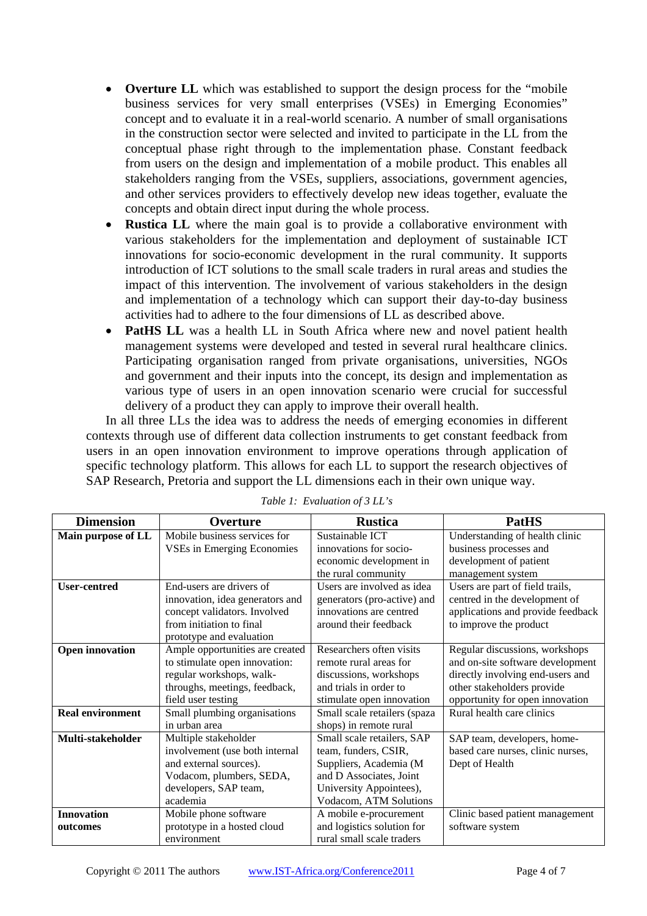- **Overture LL** which was established to support the design process for the "mobile business services for very small enterprises (VSEs) in Emerging Economies" concept and to evaluate it in a real-world scenario. A number of small organisations in the construction sector were selected and invited to participate in the LL from the conceptual phase right through to the implementation phase. Constant feedback from users on the design and implementation of a mobile product. This enables all stakeholders ranging from the VSEs, suppliers, associations, government agencies, and other services providers to effectively develop new ideas together, evaluate the concepts and obtain direct input during the whole process.
- **Rustica LL** where the main goal is to provide a collaborative environment with various stakeholders for the implementation and deployment of sustainable ICT innovations for socio-economic development in the rural community. It supports introduction of ICT solutions to the small scale traders in rural areas and studies the impact of this intervention. The involvement of various stakeholders in the design and implementation of a technology which can support their day-to-day business activities had to adhere to the four dimensions of LL as described above.
- **PatHS LL** was a health LL in South Africa where new and novel patient health management systems were developed and tested in several rural healthcare clinics. Participating organisation ranged from private organisations, universities, NGOs and government and their inputs into the concept, its design and implementation as various type of users in an open innovation scenario were crucial for successful delivery of a product they can apply to improve their overall health.

In all three LLs the idea was to address the needs of emerging economies in different contexts through use of different data collection instruments to get constant feedback from users in an open innovation environment to improve operations through application of specific technology platform. This allows for each LL to support the research objectives of SAP Research, Pretoria and support the LL dimensions each in their own unique way.

*Table 1: Evaluation of 3 LL's*

| Dimension | Overture | Rustica | PatHS |
|---|---|---|---|
| **Main purpose of LL** | Mobile business services for VSEs in Emerging Economies | Sustainable ICT innovations for socio-economic development in the rural community | Understanding of health clinic business processes and development of patient management system |
| **User-centred** | End-users are drivers of innovation, idea generators and concept validators. Involved from initiation to final prototype and evaluation | Users are involved as idea generators (pro-active) and innovations are centred around their feedback | Users are part of field trails, centred in the development of applications and provide feedback to improve the product |
| **Open innovation** | Ample opportunities are created to stimulate open innovation: regular workshops, walk-throughs, meetings, feedback, field user testing | Researchers often visits remote rural areas for discussions, workshops and trials in order to stimulate open innovation | Regular discussions, workshops and on-site software development directly involving end-users and other stakeholders provide opportunity for open innovation |
| **Real environment** | Small plumbing organisations in urban area | Small scale retailers (spaza shops) in remote rural | Rural health care clinics |
| **Multi-stakeholder** | Multiple stakeholder involvement (use both internal and external sources). Vodacom, plumbers, SEDA, developers, SAP team, academia | Small scale retailers, SAP team, funders, CSIR, Suppliers, Academia (M and D Associates, Joint University Appointees), Vodacom, ATM Solutions | SAP team, developers, home-based care nurses, clinic nurses, Dept of Health |
| **Innovation outcomes** | Mobile phone software prototype in a hosted cloud environment | A mobile e-procurement and logistics solution for rural small scale traders | Clinic based patient management software system |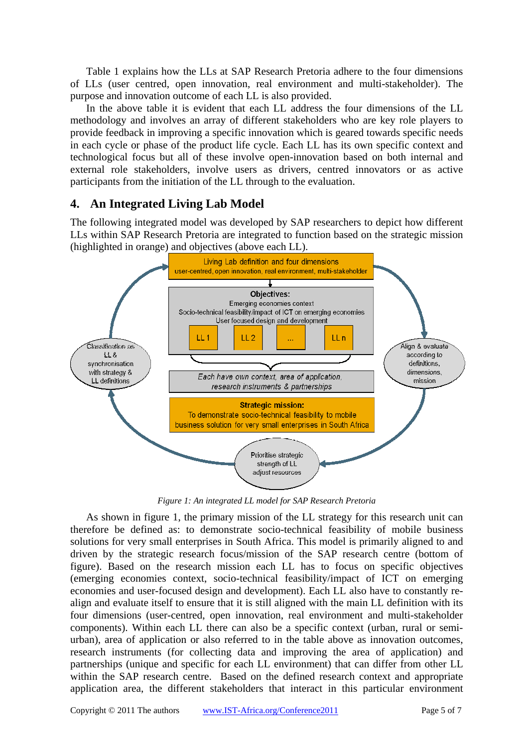Table 1 explains how the LLs at SAP Research Pretoria adhere to the four dimensions of LLs (user centred, open innovation, real environment and multi-stakeholder). The purpose and innovation outcome of each LL is also provided.

In the above table it is evident that each LL address the four dimensions of the LL methodology and involves an array of different stakeholders who are key role players to provide feedback in improving a specific innovation which is geared towards specific needs in each cycle or phase of the product life cycle. Each LL has its own specific context and technological focus but all of these involve open-innovation based on both internal and external role stakeholders, involve users as drivers, centred innovators or as active participants from the initiation of the LL through to the evaluation.

## 4. An Integrated Living Lab Model

The following integrated model was developed by SAP researchers to depict how different LLs within SAP Research Pretoria are integrated to function based on the strategic mission (highlighted in orange) and objectives (above each LL).

Living Lab definition and four dimensions
user-centred, open innovation, real environment, multi-stakeholder

**Objectives:**
Emerging economies context
Socio-technical feasibility/impact of ICT on emerging economies
User focused design and development

LL 1 | LL 2 | ... | LL n

*Each have own context, area of application, research instruments & partnerships*

**Strategic mission:**
To demonstrate socio-technical feasibility to mobile business solution for very small enterprises in South Africa

Classification as LL & synchronisation with strategy & LL definitions

Align & evaluate according to definitions, dimensions, mission

Prioritise strategic strength of LL adjust resources

*Figure 1: An integrated LL model for SAP Research Pretoria*

As shown in figure 1, the primary mission of the LL strategy for this research unit can therefore be defined as: to demonstrate socio-technical feasibility of mobile business solutions for very small enterprises in South Africa. This model is primarily aligned to and driven by the strategic research focus/mission of the SAP research centre (bottom of figure). Based on the research mission each LL has to focus on specific objectives (emerging economies context, socio-technical feasibility/impact of ICT on emerging economies and user-focused design and development). Each LL also have to constantly re-align and evaluate itself to ensure that it is still aligned with the main LL definition with its four dimensions (user-centred, open innovation, real environment and multi-stakeholder components). Within each LL there can also be a specific context (urban, rural or semi-urban), area of application or also referred to in the table above as innovation outcomes, research instruments (for collecting data and improving the area of application) and partnerships (unique and specific for each LL environment) that can differ from other LL within the SAP research centre. Based on the defined research context and appropriate application area, the different stakeholders that interact in this particular environment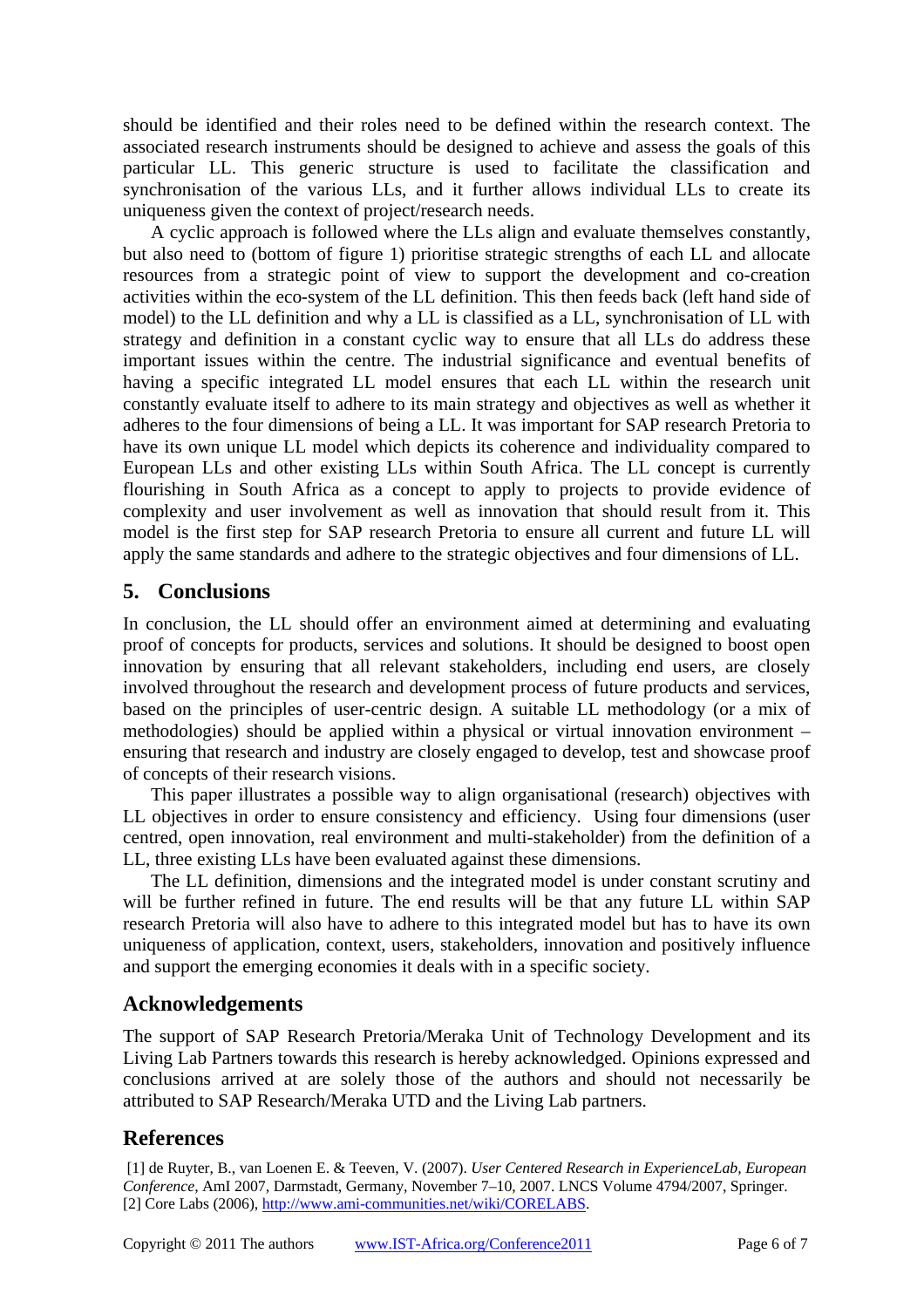should be identified and their roles need to be defined within the research context. The associated research instruments should be designed to achieve and assess the goals of this particular LL. This generic structure is used to facilitate the classification and synchronisation of the various LLs, and it further allows individual LLs to create its uniqueness given the context of project/research needs.

A cyclic approach is followed where the LLs align and evaluate themselves constantly, but also need to (bottom of figure 1) prioritise strategic strengths of each LL and allocate resources from a strategic point of view to support the development and co-creation activities within the eco-system of the LL definition. This then feeds back (left hand side of model) to the LL definition and why a LL is classified as a LL, synchronisation of LL with strategy and definition in a constant cyclic way to ensure that all LLs do address these important issues within the centre. The industrial significance and eventual benefits of having a specific integrated LL model ensures that each LL within the research unit constantly evaluate itself to adhere to its main strategy and objectives as well as whether it adheres to the four dimensions of being a LL. It was important for SAP research Pretoria to have its own unique LL model which depicts its coherence and individuality compared to European LLs and other existing LLs within South Africa. The LL concept is currently flourishing in South Africa as a concept to apply to projects to provide evidence of complexity and user involvement as well as innovation that should result from it. This model is the first step for SAP research Pretoria to ensure all current and future LL will apply the same standards and adhere to the strategic objectives and four dimensions of LL.

## 5. Conclusions

In conclusion, the LL should offer an environment aimed at determining and evaluating proof of concepts for products, services and solutions. It should be designed to boost open innovation by ensuring that all relevant stakeholders, including end users, are closely involved throughout the research and development process of future products and services, based on the principles of user-centric design. A suitable LL methodology (or a mix of methodologies) should be applied within a physical or virtual innovation environment – ensuring that research and industry are closely engaged to develop, test and showcase proof of concepts of their research visions.

This paper illustrates a possible way to align organisational (research) objectives with LL objectives in order to ensure consistency and efficiency. Using four dimensions (user centred, open innovation, real environment and multi-stakeholder) from the definition of a LL, three existing LLs have been evaluated against these dimensions.

The LL definition, dimensions and the integrated model is under constant scrutiny and will be further refined in future. The end results will be that any future LL within SAP research Pretoria will also have to adhere to this integrated model but has to have its own uniqueness of application, context, users, stakeholders, innovation and positively influence and support the emerging economies it deals with in a specific society.

## Acknowledgements

The support of SAP Research Pretoria/Meraka Unit of Technology Development and its Living Lab Partners towards this research is hereby acknowledged. Opinions expressed and conclusions arrived at are solely those of the authors and should not necessarily be attributed to SAP Research/Meraka UTD and the Living Lab partners.

## References

[1] de Ruyter, B., van Loenen E. & Teeven, V. (2007). *User Centered Research in ExperienceLab, European Conference*, AmI 2007, Darmstadt, Germany, November 7–10, 2007. LNCS Volume 4794/2007, Springer.
[2] Core Labs (2006), http://www.ami-communities.net/wiki/CORELABS.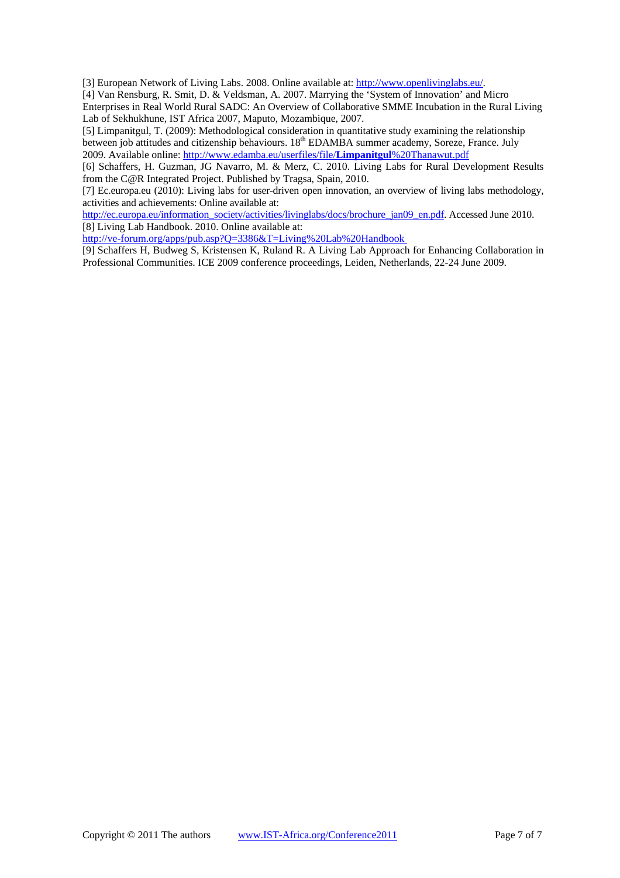[3] European Network of Living Labs. 2008. Online available at: http://www.openlivinglabs.eu/.

[4] Van Rensburg, R. Smit, D. & Veldsman, A. 2007. Marrying the 'System of Innovation' and Micro Enterprises in Real World Rural SADC: An Overview of Collaborative SMME Incubation in the Rural Living Lab of Sekhukhune, IST Africa 2007, Maputo, Mozambique, 2007.

[5] Limpanitgul, T. (2009): Methodological consideration in quantitative study examining the relationship between job attitudes and citizenship behaviours. 18th EDAMBA summer academy, Soreze, France. July 2009. Available online: http://www.edamba.eu/userfiles/file/**Limpanitgul**%20Thanawut.pdf

[6] Schaffers, H. Guzman, JG Navarro, M. & Merz, C. 2010. Living Labs for Rural Development Results from the C@R Integrated Project. Published by Tragsa, Spain, 2010.

[7] Ec.europa.eu (2010): Living labs for user-driven open innovation, an overview of living labs methodology, activities and achievements: Online available at: http://ec.europa.eu/information_society/activities/livinglabs/docs/brochure_jan09_en.pdf. Accessed June 2010.

[8] Living Lab Handbook. 2010. Online available at: http://ve-forum.org/apps/pub.asp?Q=3386&T=Living%20Lab%20Handbook

[9] Schaffers H, Budweg S, Kristensen K, Ruland R. A Living Lab Approach for Enhancing Collaboration in Professional Communities. ICE 2009 conference proceedings, Leiden, Netherlands, 22-24 June 2009.